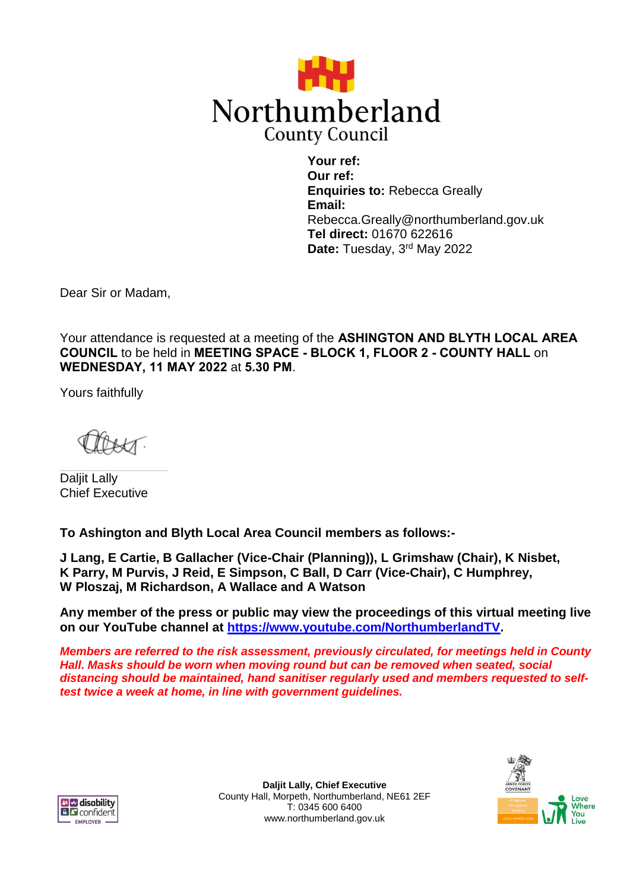# Northumberland County Council

**Your ref:**
**Our ref:**
**Enquiries to:** Rebecca Greally
**Email:** Rebecca.Greally@northumberland.gov.uk
**Tel direct:** 01670 622616
**Date:** Tuesday, 3rd May 2022

Dear Sir or Madam,

Your attendance is requested at a meeting of the **ASHINGTON AND BLYTH LOCAL AREA COUNCIL** to be held in **MEETING SPACE - BLOCK 1, FLOOR 2 - COUNTY HALL** on **WEDNESDAY, 11 MAY 2022** at **5.30 PM**.

Yours faithfully

Daljit Lally
Chief Executive

**To Ashington and Blyth Local Area Council members as follows:-**

**J Lang, E Cartie, B Gallacher (Vice-Chair (Planning)), L Grimshaw (Chair), K Nisbet, K Parry, M Purvis, J Reid, E Simpson, C Ball, D Carr (Vice-Chair), C Humphrey, W Ploszaj, M Richardson, A Wallace and A Watson**

**Any member of the press or public may view the proceedings of this virtual meeting live on our YouTube channel at [https://www.youtube.com/NorthumberlandTV](https://www.youtube.com/NorthumberlandTV).**

***Members are referred to the risk assessment, previously circulated, for meetings held in County Hall. Masks should be worn when moving round but can be removed when seated, social distancing should be maintained, hand sanitiser regularly used and members requested to self-test twice a week at home, in line with government guidelines.***

**Daljit Lally, Chief Executive**
County Hall, Morpeth, Northumberland, NE61 2EF
T: 0345 600 6400
www.northumberland.gov.uk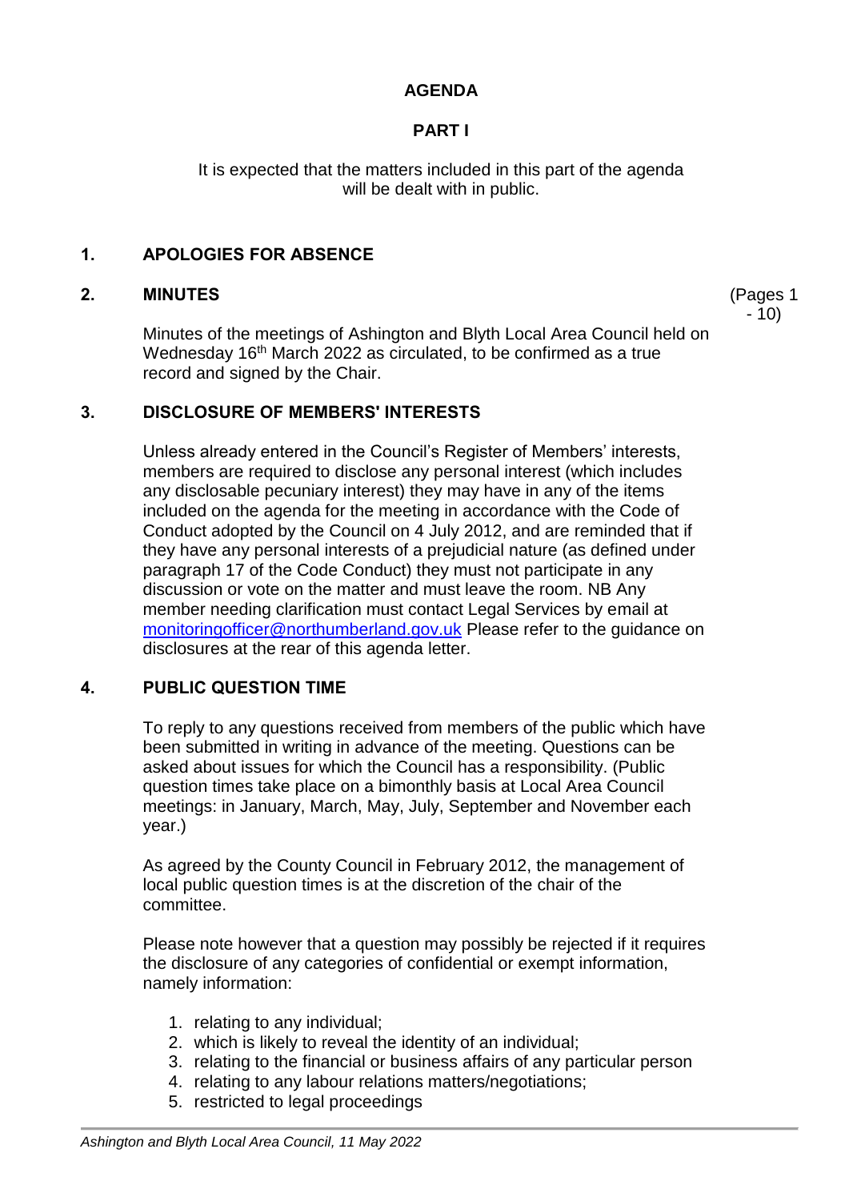# AGENDA

## PART I

It is expected that the matters included in this part of the agenda will be dealt with in public.

### 1. APOLOGIES FOR ABSENCE

### 2. MINUTES

(Pages 1 - 10)

Minutes of the meetings of Ashington and Blyth Local Area Council held on Wednesday 16th March 2022 as circulated, to be confirmed as a true record and signed by the Chair.

### 3. DISCLOSURE OF MEMBERS' INTERESTS

Unless already entered in the Council's Register of Members' interests, members are required to disclose any personal interest (which includes any disclosable pecuniary interest) they may have in any of the items included on the agenda for the meeting in accordance with the Code of Conduct adopted by the Council on 4 July 2012, and are reminded that if they have any personal interests of a prejudicial nature (as defined under paragraph 17 of the Code Conduct) they must not participate in any discussion or vote on the matter and must leave the room. NB Any member needing clarification must contact Legal Services by email at [monitoringofficer@northumberland.gov.uk](mailto:monitoringofficer@northumberland.gov.uk) Please refer to the guidance on disclosures at the rear of this agenda letter.

### 4. PUBLIC QUESTION TIME

To reply to any questions received from members of the public which have been submitted in writing in advance of the meeting. Questions can be asked about issues for which the Council has a responsibility. (Public question times take place on a bimonthly basis at Local Area Council meetings: in January, March, May, July, September and November each year.)

As agreed by the County Council in February 2012, the management of local public question times is at the discretion of the chair of the committee.

Please note however that a question may possibly be rejected if it requires the disclosure of any categories of confidential or exempt information, namely information:

1. relating to any individual;
2. which is likely to reveal the identity of an individual;
3. relating to the financial or business affairs of any particular person
4. relating to any labour relations matters/negotiations;
5. restricted to legal proceedings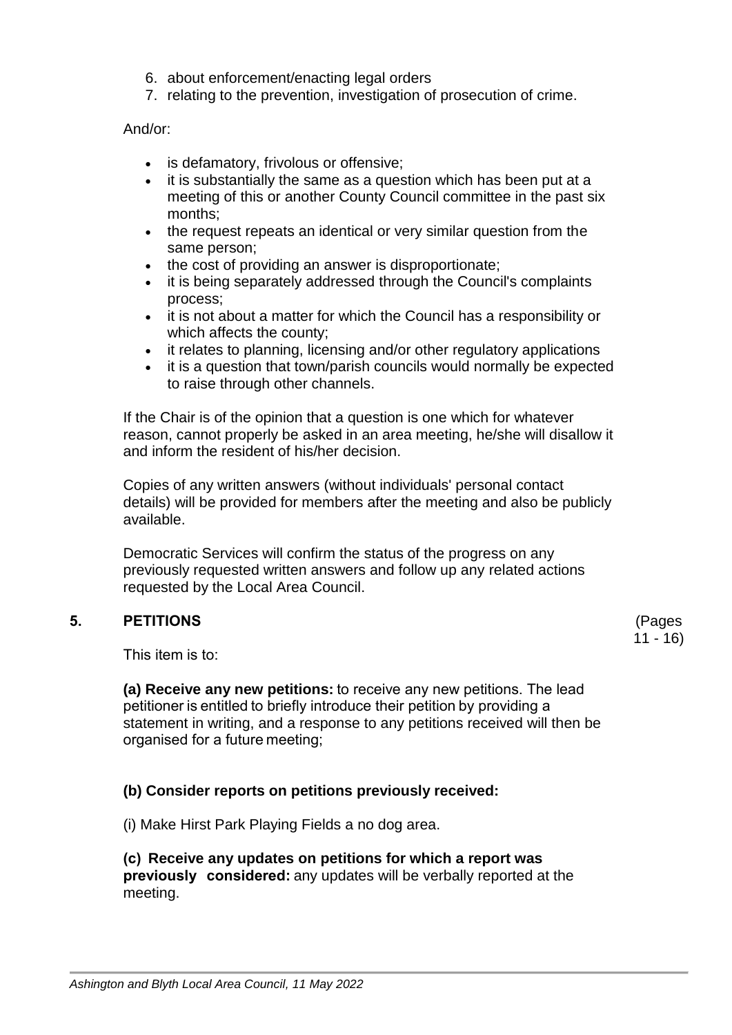6. about enforcement/enacting legal orders
7. relating to the prevention, investigation of prosecution of crime.

And/or:

- is defamatory, frivolous or offensive;
- it is substantially the same as a question which has been put at a meeting of this or another County Council committee in the past six months;
- the request repeats an identical or very similar question from the same person;
- the cost of providing an answer is disproportionate;
- it is being separately addressed through the Council's complaints process;
- it is not about a matter for which the Council has a responsibility or which affects the county;
- it relates to planning, licensing and/or other regulatory applications
- it is a question that town/parish councils would normally be expected to raise through other channels.

If the Chair is of the opinion that a question is one which for whatever reason, cannot properly be asked in an area meeting, he/she will disallow it and inform the resident of his/her decision.

Copies of any written answers (without individuals' personal contact details) will be provided for members after the meeting and also be publicly available.

Democratic Services will confirm the status of the progress on any previously requested written answers and follow up any related actions requested by the Local Area Council.

## 5. PETITIONS (Pages 11 - 16)

This item is to:

**(a) Receive any new petitions:** to receive any new petitions. The lead petitioner is entitled to briefly introduce their petition by providing a statement in writing, and a response to any petitions received will then be organised for a future meeting;

**(b) Consider reports on petitions previously received:**

(i) Make Hirst Park Playing Fields a no dog area.

**(c) Receive any updates on petitions for which a report was previously considered:** any updates will be verbally reported at the meeting.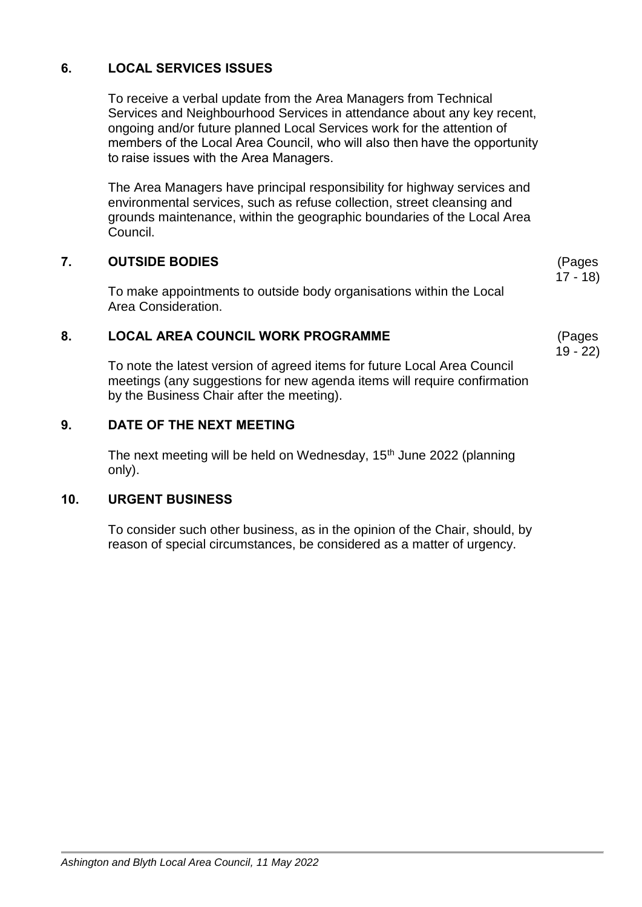## 6. LOCAL SERVICES ISSUES

To receive a verbal update from the Area Managers from Technical Services and Neighbourhood Services in attendance about any key recent, ongoing and/or future planned Local Services work for the attention of members of the Local Area Council, who will also then have the opportunity to raise issues with the Area Managers.

The Area Managers have principal responsibility for highway services and environmental services, such as refuse collection, street cleansing and grounds maintenance, within the geographic boundaries of the Local Area Council.

## 7. OUTSIDE BODIES

(Pages 17 - 18)

To make appointments to outside body organisations within the Local Area Consideration.

## 8. LOCAL AREA COUNCIL WORK PROGRAMME

(Pages 19 - 22)

To note the latest version of agreed items for future Local Area Council meetings (any suggestions for new agenda items will require confirmation by the Business Chair after the meeting).

## 9. DATE OF THE NEXT MEETING

The next meeting will be held on Wednesday, 15th June 2022 (planning only).

## 10. URGENT BUSINESS

To consider such other business, as in the opinion of the Chair, should, by reason of special circumstances, be considered as a matter of urgency.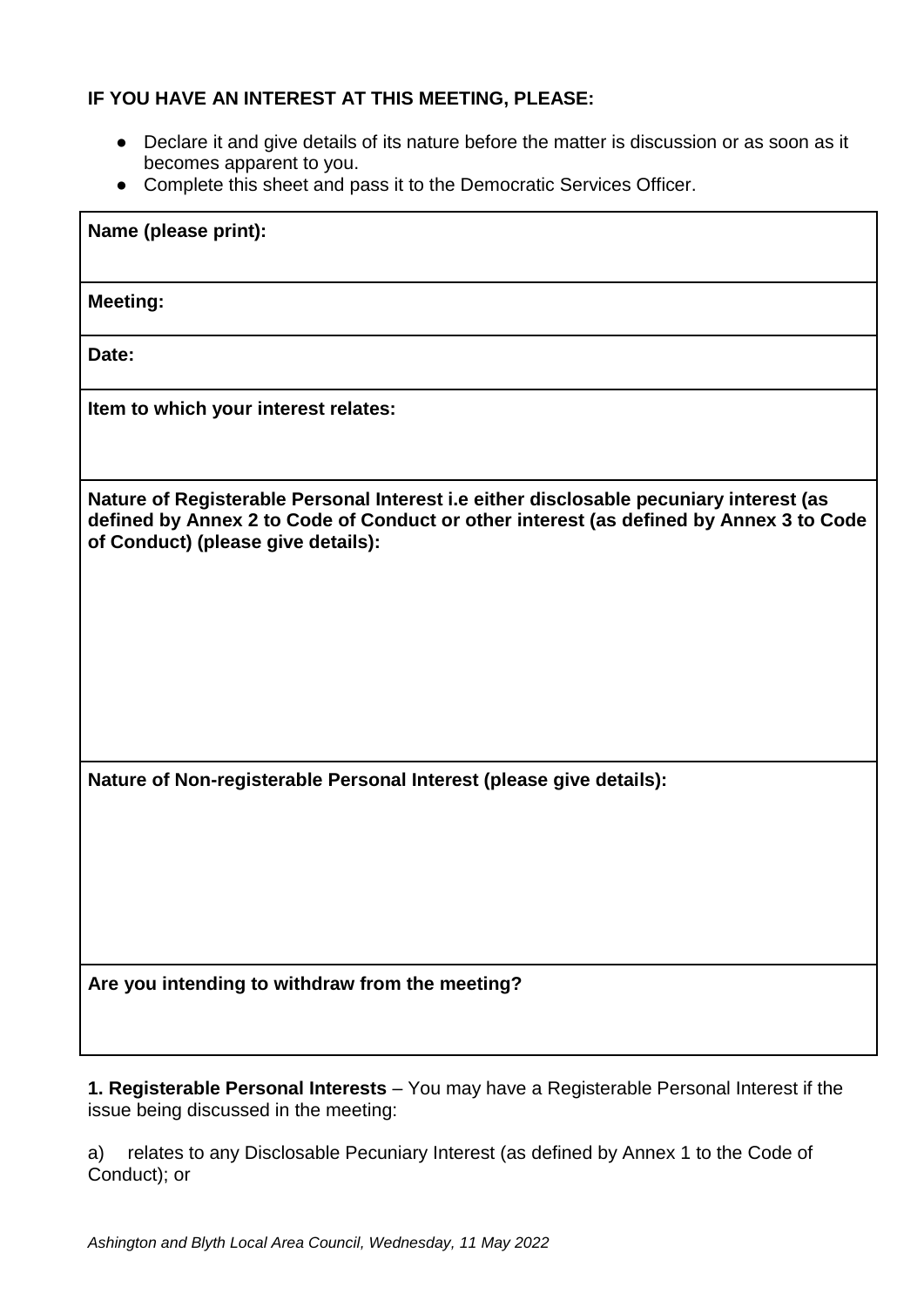**IF YOU HAVE AN INTEREST AT THIS MEETING, PLEASE:**

- Declare it and give details of its nature before the matter is discussion or as soon as it becomes apparent to you.
- Complete this sheet and pass it to the Democratic Services Officer.

| **Name (please print):** |
|---|
| **Meeting:** |
| **Date:** |
| **Item to which your interest relates:** |
| **Nature of Registerable Personal Interest i.e either disclosable pecuniary interest (as defined by Annex 2 to Code of Conduct or other interest (as defined by Annex 3 to Code of Conduct) (please give details):** |
| **Nature of Non-registerable Personal Interest (please give details):** |
| **Are you intending to withdraw from the meeting?** |

**1. Registerable Personal Interests** – You may have a Registerable Personal Interest if the issue being discussed in the meeting:

a) relates to any Disclosable Pecuniary Interest (as defined by Annex 1 to the Code of Conduct); or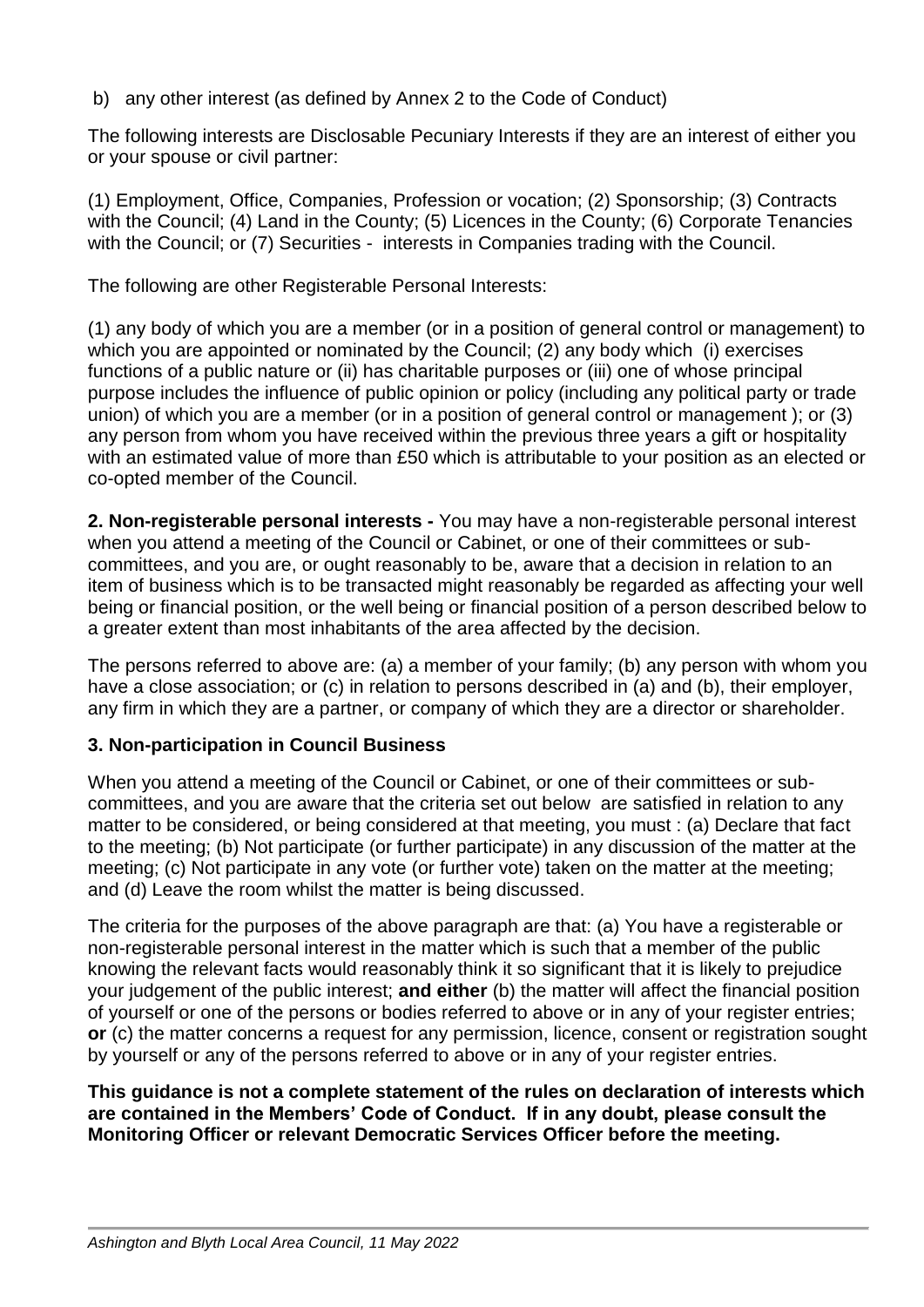b) any other interest (as defined by Annex 2 to the Code of Conduct)

The following interests are Disclosable Pecuniary Interests if they are an interest of either you or your spouse or civil partner:

(1) Employment, Office, Companies, Profession or vocation; (2) Sponsorship; (3) Contracts with the Council; (4) Land in the County; (5) Licences in the County; (6) Corporate Tenancies with the Council; or (7) Securities - interests in Companies trading with the Council.

The following are other Registerable Personal Interests:

(1) any body of which you are a member (or in a position of general control or management) to which you are appointed or nominated by the Council; (2) any body which (i) exercises functions of a public nature or (ii) has charitable purposes or (iii) one of whose principal purpose includes the influence of public opinion or policy (including any political party or trade union) of which you are a member (or in a position of general control or management ); or (3) any person from whom you have received within the previous three years a gift or hospitality with an estimated value of more than £50 which is attributable to your position as an elected or co-opted member of the Council.

**2. Non-registerable personal interests -** You may have a non-registerable personal interest when you attend a meeting of the Council or Cabinet, or one of their committees or sub-committees, and you are, or ought reasonably to be, aware that a decision in relation to an item of business which is to be transacted might reasonably be regarded as affecting your well being or financial position, or the well being or financial position of a person described below to a greater extent than most inhabitants of the area affected by the decision.

The persons referred to above are: (a) a member of your family; (b) any person with whom you have a close association; or (c) in relation to persons described in (a) and (b), their employer, any firm in which they are a partner, or company of which they are a director or shareholder.

**3. Non-participation in Council Business**

When you attend a meeting of the Council or Cabinet, or one of their committees or sub-committees, and you are aware that the criteria set out below are satisfied in relation to any matter to be considered, or being considered at that meeting, you must : (a) Declare that fact to the meeting; (b) Not participate (or further participate) in any discussion of the matter at the meeting; (c) Not participate in any vote (or further vote) taken on the matter at the meeting; and (d) Leave the room whilst the matter is being discussed.

The criteria for the purposes of the above paragraph are that: (a) You have a registerable or non-registerable personal interest in the matter which is such that a member of the public knowing the relevant facts would reasonably think it so significant that it is likely to prejudice your judgement of the public interest; **and either** (b) the matter will affect the financial position of yourself or one of the persons or bodies referred to above or in any of your register entries; **or** (c) the matter concerns a request for any permission, licence, consent or registration sought by yourself or any of the persons referred to above or in any of your register entries.

**This guidance is not a complete statement of the rules on declaration of interests which are contained in the Members' Code of Conduct. If in any doubt, please consult the Monitoring Officer or relevant Democratic Services Officer before the meeting.**